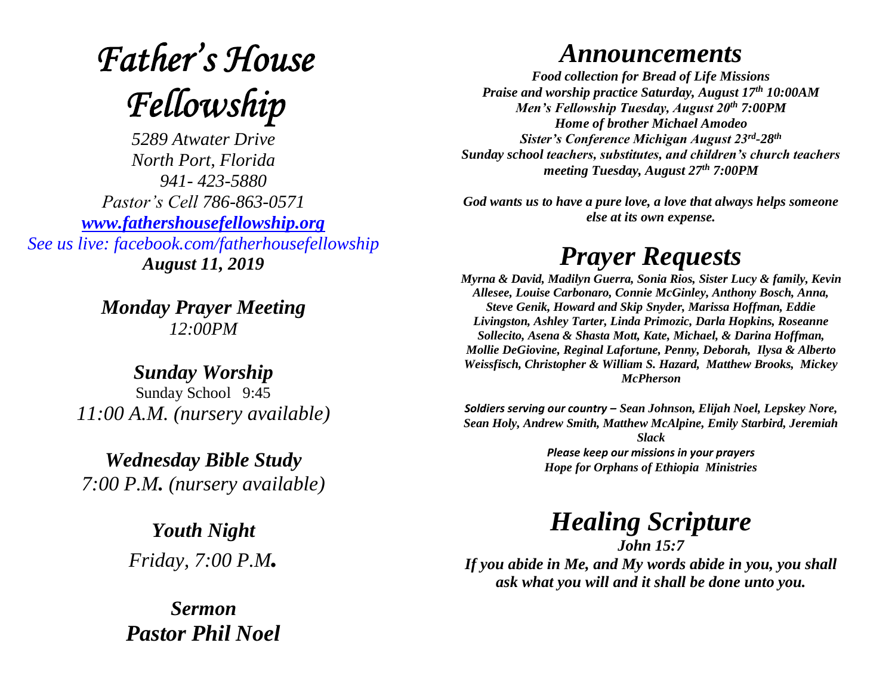# *Father's House Fellowship*

*5289 Atwater Drive*
*North Port, Florida*
*941- 423-5880*
*Pastor's Cell 786-863-0571*
*www.fathershousefellowship.org*
*See us live: facebook.com/fatherhousefellowship*
***August 11, 2019***

***Monday Prayer Meeting***
*12:00PM*

***Sunday Worship***
Sunday School 9:45
*11:00 A.M. (nursery available)*

***Wednesday Bible Study***
*7:00 P.M. (nursery available)*

***Youth Night***
*Friday, 7:00 P.M.*

***Sermon***
***Pastor Phil Noel***

## *Announcements*

***Food collection for Bread of Life Missions***
***Praise and worship practice Saturday, August 17th 10:00AM***
***Men's Fellowship Tuesday, August 20th 7:00PM***
***Home of brother Michael Amodeo***
***Sister's Conference Michigan August 23rd-28th***
***Sunday school teachers, substitutes, and children's church teachers meeting Tuesday, August 27th 7:00PM***

***God wants us to have a pure love, a love that always helps someone else at its own expense.***

## *Prayer Requests*

***Myrna & David, Madilyn Guerra, Sonia Rios, Sister Lucy & family, Kevin Allesee, Louise Carbonaro, Connie McGinley, Anthony Bosch, Anna, Steve Genik, Howard and Skip Snyder, Marissa Hoffman, Eddie Livingston, Ashley Tarter, Linda Primozic, Darla Hopkins, Roseanne Sollecito, Asena & Shasta Mott, Kate, Michael, & Darina Hoffman, Mollie DeGiovine, Reginal Lafortune, Penny, Deborah, Ilysa & Alberto Weissfisch, Christopher & William S. Hazard, Matthew Brooks, Mickey McPherson***

***Soldiers serving our country – Sean Johnson, Elijah Noel, Lepskey Nore, Sean Holy, Andrew Smith, Matthew McAlpine, Emily Starbird, Jeremiah Slack***
***Please keep our missions in your prayers***
***Hope for Orphans of Ethiopia Ministries***

## *Healing Scripture*

***John 15:7***
***If you abide in Me, and My words abide in you, you shall ask what you will and it shall be done unto you.***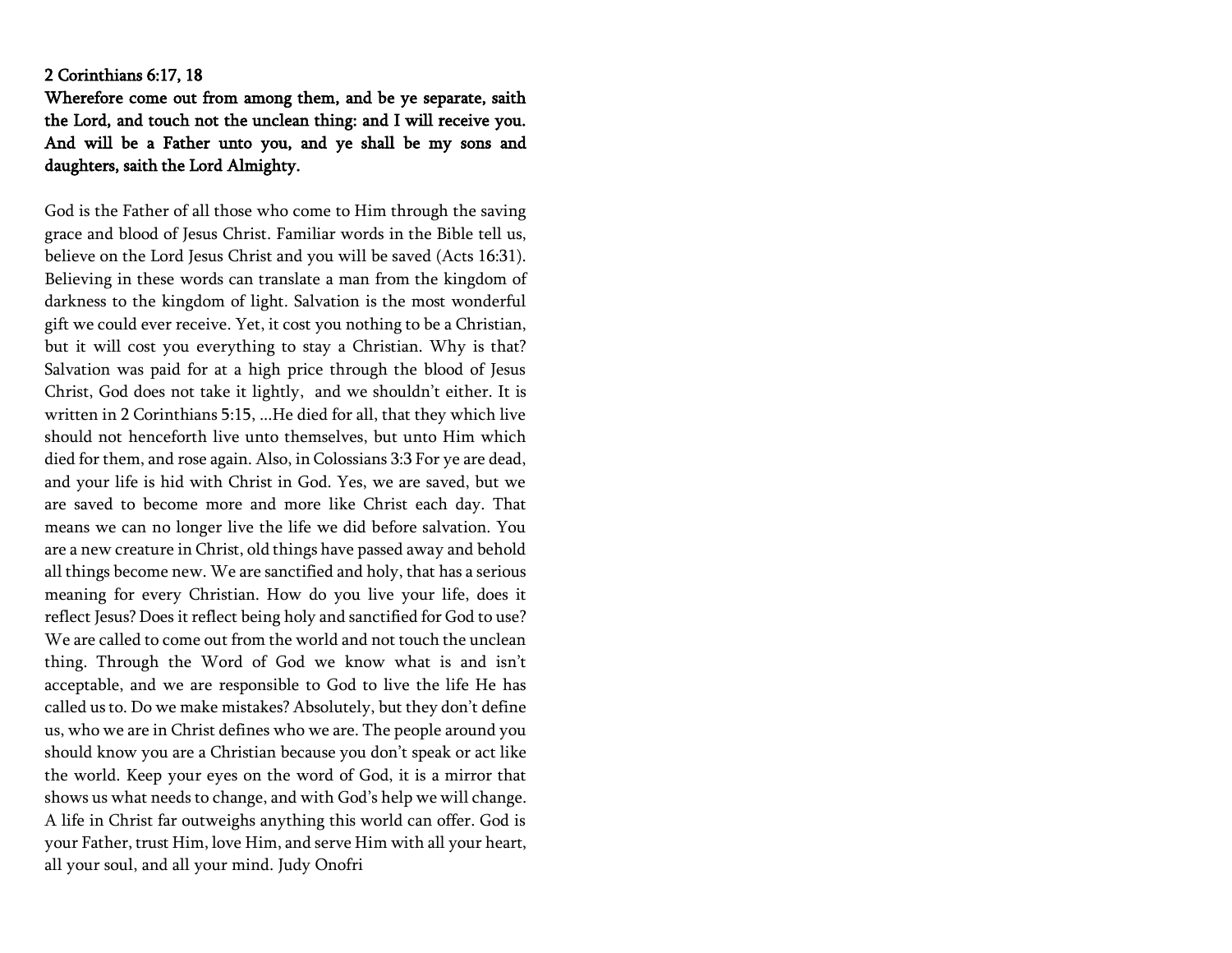**2 Corinthians 6:17, 18**
**Wherefore come out from among them, and be ye separate, saith the Lord, and touch not the unclean thing: and I will receive you. And will be a Father unto you, and ye shall be my sons and daughters, saith the Lord Almighty.**

God is the Father of all those who come to Him through the saving grace and blood of Jesus Christ. Familiar words in the Bible tell us, believe on the Lord Jesus Christ and you will be saved (Acts 16:31). Believing in these words can translate a man from the kingdom of darkness to the kingdom of light. Salvation is the most wonderful gift we could ever receive. Yet, it cost you nothing to be a Christian, but it will cost you everything to stay a Christian. Why is that? Salvation was paid for at a high price through the blood of Jesus Christ, God does not take it lightly, and we shouldn't either. It is written in 2 Corinthians 5:15, …He died for all, that they which live should not henceforth live unto themselves, but unto Him which died for them, and rose again. Also, in Colossians 3:3 For ye are dead, and your life is hid with Christ in God. Yes, we are saved, but we are saved to become more and more like Christ each day. That means we can no longer live the life we did before salvation. You are a new creature in Christ, old things have passed away and behold all things become new. We are sanctified and holy, that has a serious meaning for every Christian. How do you live your life, does it reflect Jesus? Does it reflect being holy and sanctified for God to use? We are called to come out from the world and not touch the unclean thing. Through the Word of God we know what is and isn't acceptable, and we are responsible to God to live the life He has called us to. Do we make mistakes? Absolutely, but they don't define us, who we are in Christ defines who we are. The people around you should know you are a Christian because you don't speak or act like the world. Keep your eyes on the word of God, it is a mirror that shows us what needs to change, and with God's help we will change. A life in Christ far outweighs anything this world can offer. God is your Father, trust Him, love Him, and serve Him with all your heart, all your soul, and all your mind. Judy Onofri